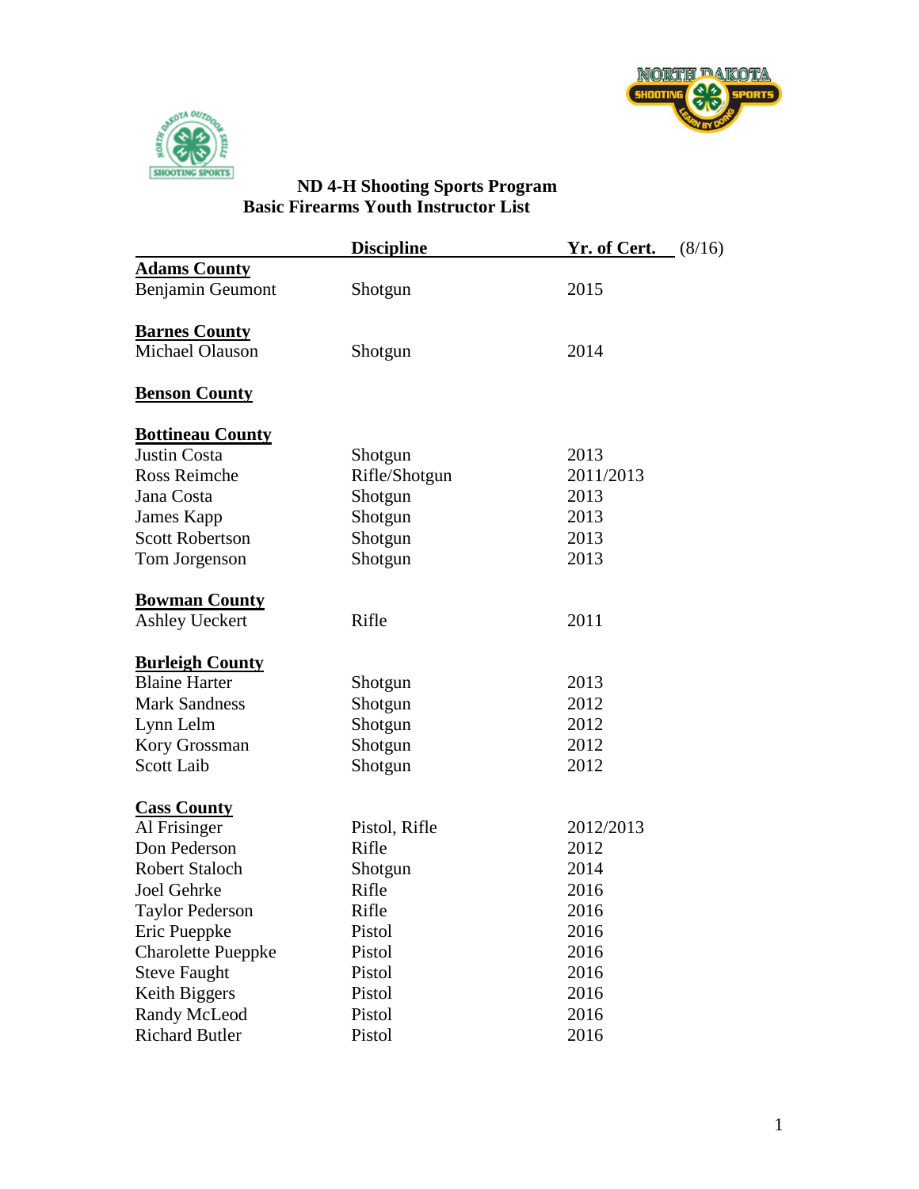## ND 4-H Shooting Sports Program
## Basic Firearms Youth Instructor List

| | Discipline | Yr. of Cert. (8/16) |
|---|---|---|
| **Adams County** | | |
| Benjamin Geumont | Shotgun | 2015 |
| **Barnes County** | | |
| Michael Olauson | Shotgun | 2014 |
| **Benson County** | | |
| **Bottineau County** | | |
| Justin Costa | Shotgun | 2013 |
| Ross Reimche | Rifle/Shotgun | 2011/2013 |
| Jana Costa | Shotgun | 2013 |
| James Kapp | Shotgun | 2013 |
| Scott Robertson | Shotgun | 2013 |
| Tom Jorgenson | Shotgun | 2013 |
| **Bowman County** | | |
| Ashley Ueckert | Rifle | 2011 |
| **Burleigh County** | | |
| Blaine Harter | Shotgun | 2013 |
| Mark Sandness | Shotgun | 2012 |
| Lynn Lelm | Shotgun | 2012 |
| Kory Grossman | Shotgun | 2012 |
| Scott Laib | Shotgun | 2012 |
| **Cass County** | | |
| Al Frisinger | Pistol, Rifle | 2012/2013 |
| Don Pederson | Rifle | 2012 |
| Robert Staloch | Shotgun | 2014 |
| Joel Gehrke | Rifle | 2016 |
| Taylor Pederson | Rifle | 2016 |
| Eric Pueppke | Pistol | 2016 |
| Charolette Pueppke | Pistol | 2016 |
| Steve Faught | Pistol | 2016 |
| Keith Biggers | Pistol | 2016 |
| Randy McLeod | Pistol | 2016 |
| Richard Butler | Pistol | 2016 |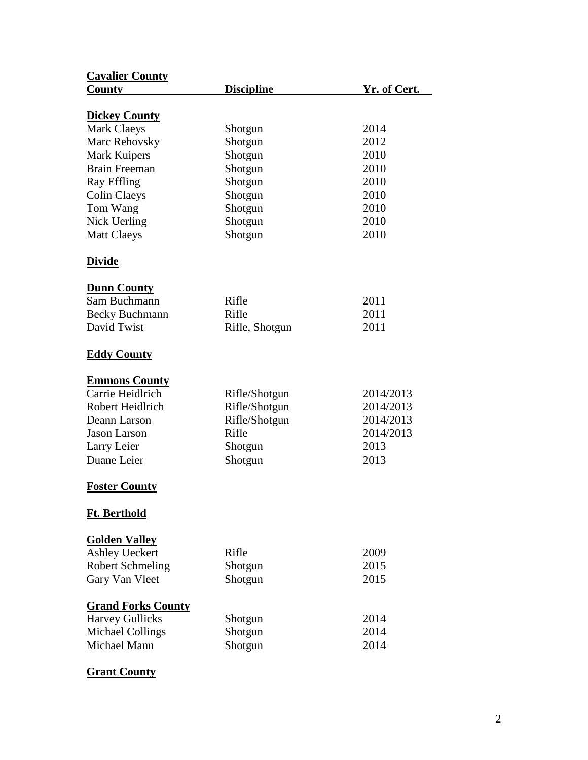**Cavalier County**

| **County** | **Discipline** | **Yr. of Cert.** |
|---|---|---|
| **Dickey County** | | |
| Mark Claeys | Shotgun | 2014 |
| Marc Rehovsky | Shotgun | 2012 |
| Mark Kuipers | Shotgun | 2010 |
| Brain Freeman | Shotgun | 2010 |
| Ray Effling | Shotgun | 2010 |
| Colin Claeys | Shotgun | 2010 |
| Tom Wang | Shotgun | 2010 |
| Nick Uerling | Shotgun | 2010 |
| Matt Claeys | Shotgun | 2010 |
| **Divide** | | |
| **Dunn County** | | |
| Sam Buchmann | Rifle | 2011 |
| Becky Buchmann | Rifle | 2011 |
| David Twist | Rifle, Shotgun | 2011 |
| **Eddy County** | | |
| **Emmons County** | | |
| Carrie Heidlrich | Rifle/Shotgun | 2014/2013 |
| Robert Heidlrich | Rifle/Shotgun | 2014/2013 |
| Deann Larson | Rifle/Shotgun | 2014/2013 |
| Jason Larson | Rifle | 2014/2013 |
| Larry Leier | Shotgun | 2013 |
| Duane Leier | Shotgun | 2013 |
| **Foster County** | | |
| **Ft. Berthold** | | |
| **Golden Valley** | | |
| Ashley Ueckert | Rifle | 2009 |
| Robert Schmeling | Shotgun | 2015 |
| Gary Van Vleet | Shotgun | 2015 |
| **Grand Forks County** | | |
| Harvey Gullicks | Shotgun | 2014 |
| Michael Collings | Shotgun | 2014 |
| Michael Mann | Shotgun | 2014 |
| **Grant County** | | |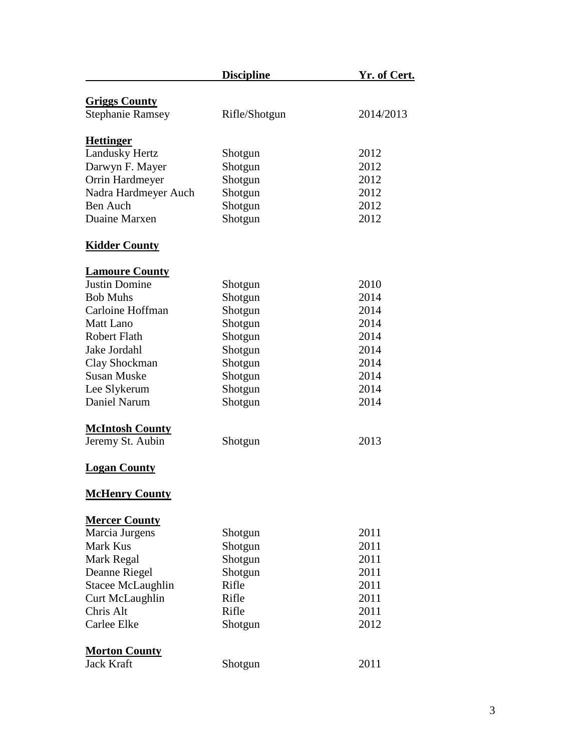| | Discipline | Yr. of Cert. |
|---|---|---|
| **Griggs County** | | |
| Stephanie Ramsey | Rifle/Shotgun | 2014/2013 |
| **Hettinger** | | |
| Landusky Hertz | Shotgun | 2012 |
| Darwyn F. Mayer | Shotgun | 2012 |
| Orrin Hardmeyer | Shotgun | 2012 |
| Nadra Hardmeyer Auch | Shotgun | 2012 |
| Ben Auch | Shotgun | 2012 |
| Duaine Marxen | Shotgun | 2012 |
| **Kidder County** | | |
| **Lamoure County** | | |
| Justin Domine | Shotgun | 2010 |
| Bob Muhs | Shotgun | 2014 |
| Carloine Hoffman | Shotgun | 2014 |
| Matt Lano | Shotgun | 2014 |
| Robert Flath | Shotgun | 2014 |
| Jake Jordahl | Shotgun | 2014 |
| Clay Shockman | Shotgun | 2014 |
| Susan Muske | Shotgun | 2014 |
| Lee Slykerum | Shotgun | 2014 |
| Daniel Narum | Shotgun | 2014 |
| **McIntosh County** | | |
| Jeremy St. Aubin | Shotgun | 2013 |
| **Logan County** | | |
| **McHenry County** | | |
| **Mercer County** | | |
| Marcia Jurgens | Shotgun | 2011 |
| Mark Kus | Shotgun | 2011 |
| Mark Regal | Shotgun | 2011 |
| Deanne Riegel | Shotgun | 2011 |
| Stacee McLaughlin | Rifle | 2011 |
| Curt McLaughlin | Rifle | 2011 |
| Chris Alt | Rifle | 2011 |
| Carlee Elke | Shotgun | 2012 |
| **Morton County** | | |
| Jack Kraft | Shotgun | 2011 |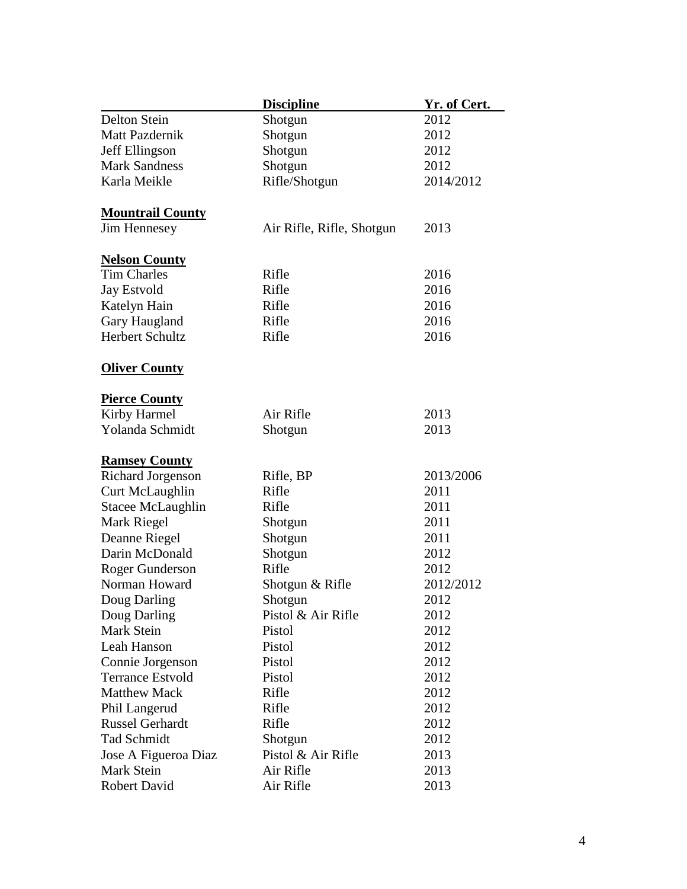| | Discipline | Yr. of Cert. |
|---|---|---|
| Delton Stein | Shotgun | 2012 |
| Matt Pazdernik | Shotgun | 2012 |
| Jeff Ellingson | Shotgun | 2012 |
| Mark Sandness | Shotgun | 2012 |
| Karla Meikle | Rifle/Shotgun | 2014/2012 |
| **Mountrail County** | | |
| Jim Hennesey | Air Rifle, Rifle, Shotgun | 2013 |
| **Nelson County** | | |
| Tim Charles | Rifle | 2016 |
| Jay Estvold | Rifle | 2016 |
| Katelyn Hain | Rifle | 2016 |
| Gary Haugland | Rifle | 2016 |
| Herbert Schultz | Rifle | 2016 |
| **Oliver County** | | |
| **Pierce County** | | |
| Kirby Harmel | Air Rifle | 2013 |
| Yolanda Schmidt | Shotgun | 2013 |
| **Ramsey County** | | |
| Richard Jorgenson | Rifle, BP | 2013/2006 |
| Curt McLaughlin | Rifle | 2011 |
| Stacee McLaughlin | Rifle | 2011 |
| Mark Riegel | Shotgun | 2011 |
| Deanne Riegel | Shotgun | 2011 |
| Darin McDonald | Shotgun | 2012 |
| Roger Gunderson | Rifle | 2012 |
| Norman Howard | Shotgun & Rifle | 2012/2012 |
| Doug Darling | Shotgun | 2012 |
| Doug Darling | Pistol & Air Rifle | 2012 |
| Mark Stein | Pistol | 2012 |
| Leah Hanson | Pistol | 2012 |
| Connie Jorgenson | Pistol | 2012 |
| Terrance Estvold | Pistol | 2012 |
| Matthew Mack | Rifle | 2012 |
| Phil Langerud | Rifle | 2012 |
| Russel Gerhardt | Rifle | 2012 |
| Tad Schmidt | Shotgun | 2012 |
| Jose A Figueroa Diaz | Pistol & Air Rifle | 2013 |
| Mark Stein | Air Rifle | 2013 |
| Robert David | Air Rifle | 2013 |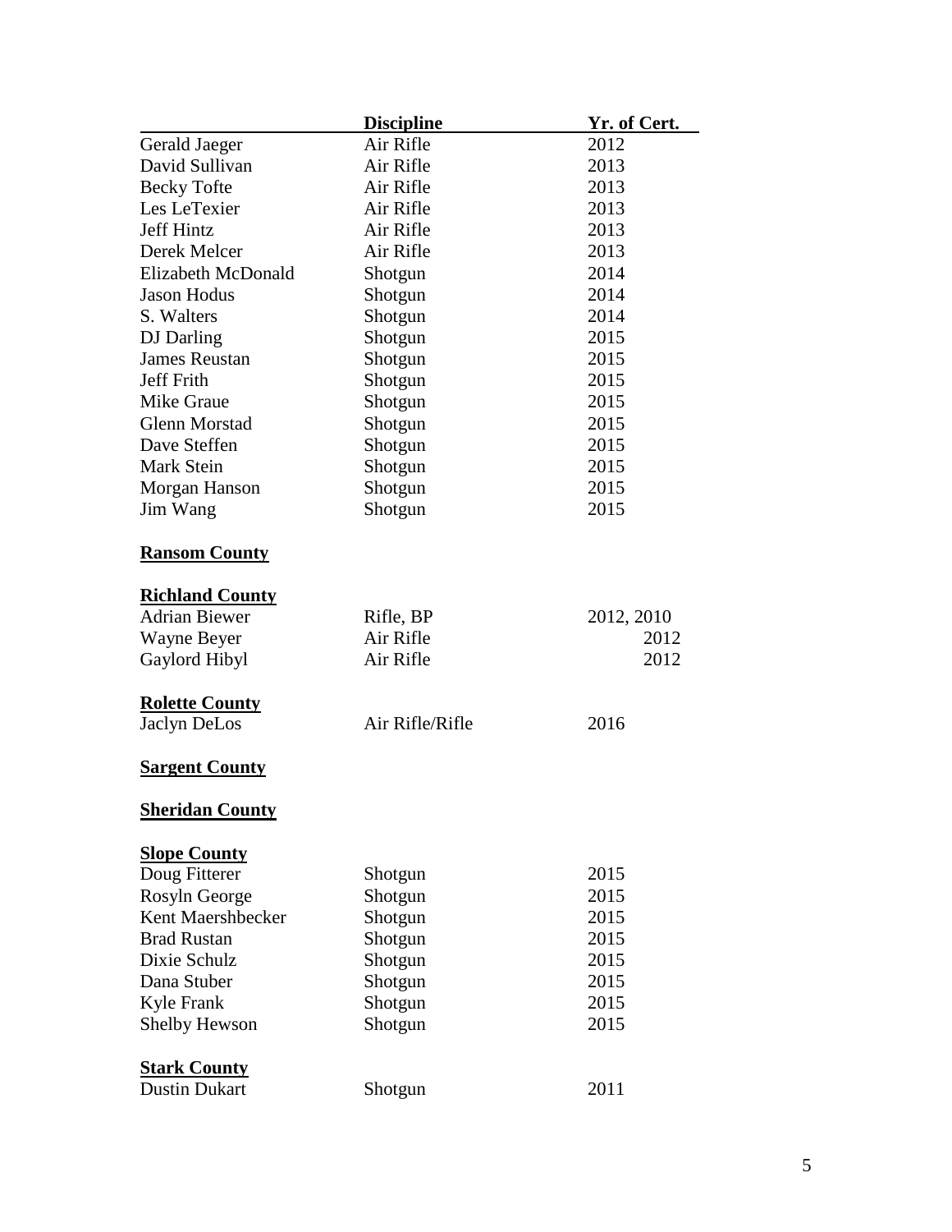| | Discipline | Yr. of Cert. |
|---|---|---|
| Gerald Jaeger | Air Rifle | 2012 |
| David Sullivan | Air Rifle | 2013 |
| Becky Tofte | Air Rifle | 2013 |
| Les LeTexier | Air Rifle | 2013 |
| Jeff Hintz | Air Rifle | 2013 |
| Derek Melcer | Air Rifle | 2013 |
| Elizabeth McDonald | Shotgun | 2014 |
| Jason Hodus | Shotgun | 2014 |
| S. Walters | Shotgun | 2014 |
| DJ Darling | Shotgun | 2015 |
| James Reustan | Shotgun | 2015 |
| Jeff Frith | Shotgun | 2015 |
| Mike Graue | Shotgun | 2015 |
| Glenn Morstad | Shotgun | 2015 |
| Dave Steffen | Shotgun | 2015 |
| Mark Stein | Shotgun | 2015 |
| Morgan Hanson | Shotgun | 2015 |
| Jim Wang | Shotgun | 2015 |

**Ransom County**

**Richland County**

| | | |
|---|---|---|
| Adrian Biewer | Rifle, BP | 2012, 2010 |
| Wayne Beyer | Air Rifle | 2012 |
| Gaylord Hibyl | Air Rifle | 2012 |

**Rolette County**

| | | |
|---|---|---|
| Jaclyn DeLos | Air Rifle/Rifle | 2016 |

**Sargent County**

**Sheridan County**

**Slope County**

| | | |
|---|---|---|
| Doug Fitterer | Shotgun | 2015 |
| Rosyln George | Shotgun | 2015 |
| Kent Maershbecker | Shotgun | 2015 |
| Brad Rustan | Shotgun | 2015 |
| Dixie Schulz | Shotgun | 2015 |
| Dana Stuber | Shotgun | 2015 |
| Kyle Frank | Shotgun | 2015 |
| Shelby Hewson | Shotgun | 2015 |

**Stark County**

| | | |
|---|---|---|
| Dustin Dukart | Shotgun | 2011 |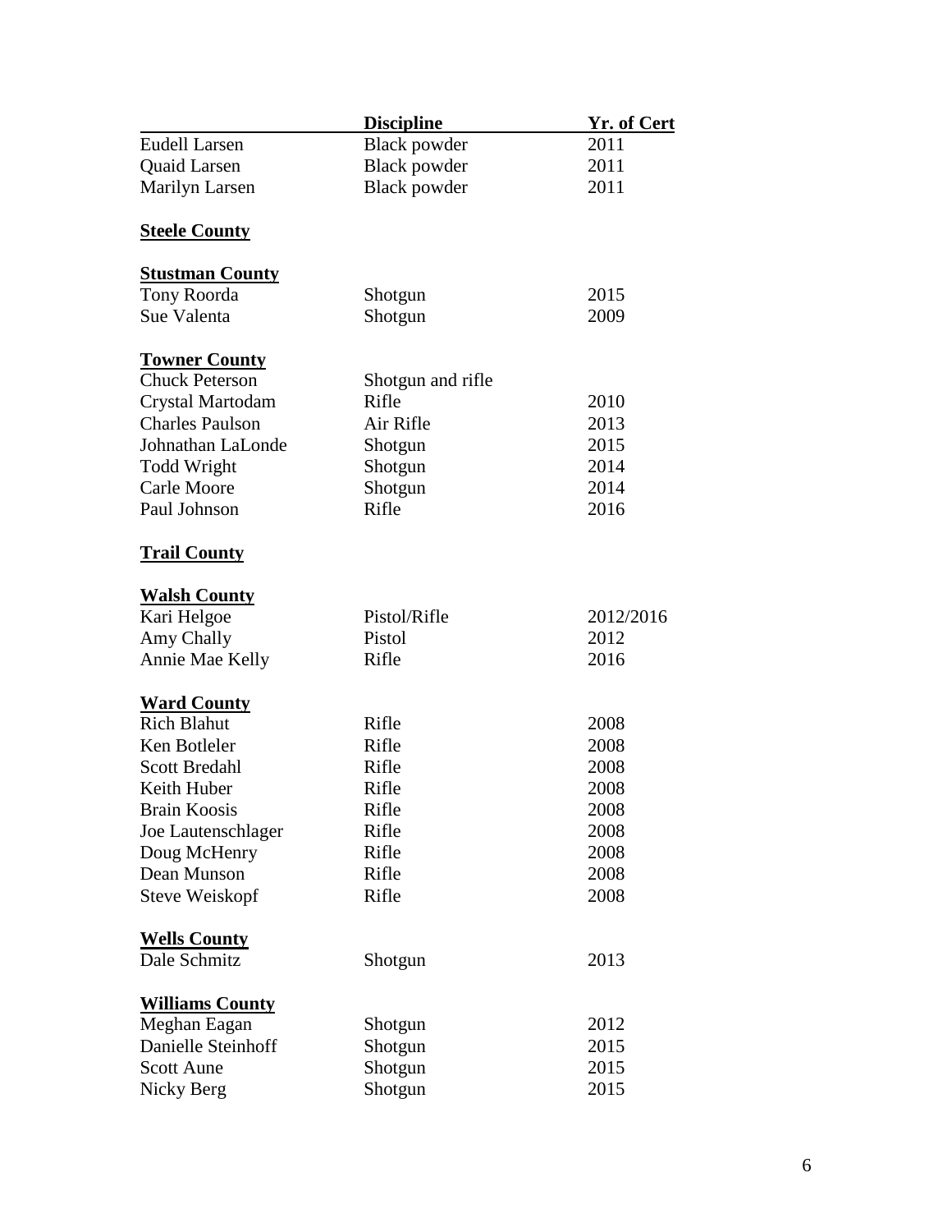| | Discipline | Yr. of Cert |
|---|---|---|
| Eudell Larsen | Black powder | 2011 |
| Quaid Larsen | Black powder | 2011 |
| Marilyn Larsen | Black powder | 2011 |
| **Steele County** | | |
| **Stustman County** | | |
| Tony Roorda | Shotgun | 2015 |
| Sue Valenta | Shotgun | 2009 |
| **Towner County** | | |
| Chuck Peterson | Shotgun and rifle | |
| Crystal Martodam | Rifle | 2010 |
| Charles Paulson | Air Rifle | 2013 |
| Johnathan LaLonde | Shotgun | 2015 |
| Todd Wright | Shotgun | 2014 |
| Carle Moore | Shotgun | 2014 |
| Paul Johnson | Rifle | 2016 |
| **Trail County** | | |
| **Walsh County** | | |
| Kari Helgoe | Pistol/Rifle | 2012/2016 |
| Amy Chally | Pistol | 2012 |
| Annie Mae Kelly | Rifle | 2016 |
| **Ward County** | | |
| Rich Blahut | Rifle | 2008 |
| Ken Botleler | Rifle | 2008 |
| Scott Bredahl | Rifle | 2008 |
| Keith Huber | Rifle | 2008 |
| Brain Koosis | Rifle | 2008 |
| Joe Lautenschlager | Rifle | 2008 |
| Doug McHenry | Rifle | 2008 |
| Dean Munson | Rifle | 2008 |
| Steve Weiskopf | Rifle | 2008 |
| **Wells County** | | |
| Dale Schmitz | Shotgun | 2013 |
| **Williams County** | | |
| Meghan Eagan | Shotgun | 2012 |
| Danielle Steinhoff | Shotgun | 2015 |
| Scott Aune | Shotgun | 2015 |
| Nicky Berg | Shotgun | 2015 |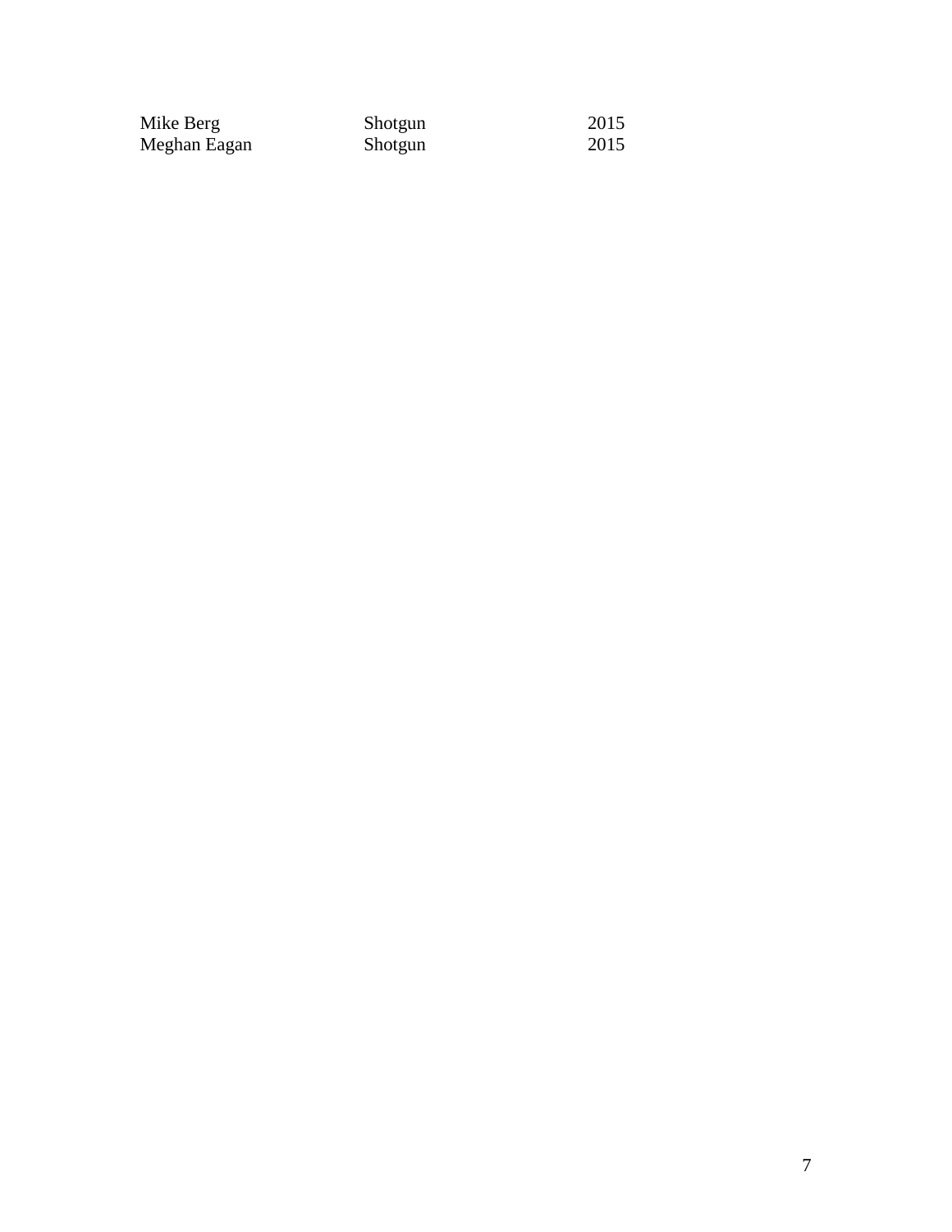| | | |
|---|---|---|
| Mike Berg | Shotgun | 2015 |
| Meghan Eagan | Shotgun | 2015 |